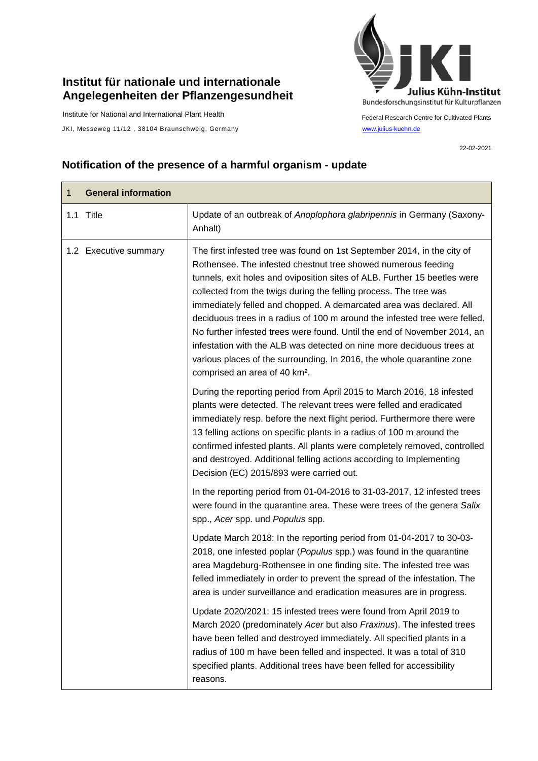**Institut für nationale und internationale Angelegenheiten der Pflanzengesundheit**

Institute for National and International Plant Health

JKI, Messeweg 11/12 , 38104 Braunschweig, Germany

Julius Kühn-Institut
Bundesforschungsinstitut für Kulturpflanzen

Federal Research Centre for Cultivated Plants

www.julius-kuehn.de

22-02-2021

## Notification of the presence of a harmful organism - update

| 1 General information | |
|---|---|
| 1.1 Title | Update of an outbreak of *Anoplophora glabripennis* in Germany (Saxony-Anhalt) |
| 1.2 Executive summary | The first infested tree was found on 1st September 2014, in the city of Rothensee. The infested chestnut tree showed numerous feeding tunnels, exit holes and oviposition sites of ALB. Further 15 beetles were collected from the twigs during the felling process. The tree was immediately felled and chopped. A demarcated area was declared. All deciduous trees in a radius of 100 m around the infested tree were felled. No further infested trees were found. Until the end of November 2014, an infestation with the ALB was detected on nine more deciduous trees at various places of the surrounding. In 2016, the whole quarantine zone comprised an area of 40 km². <br><br> During the reporting period from April 2015 to March 2016, 18 infested plants were detected. The relevant trees were felled and eradicated immediately resp. before the next flight period. Furthermore there were 13 felling actions on specific plants in a radius of 100 m around the confirmed infested plants. All plants were completely removed, controlled and destroyed. Additional felling actions according to Implementing Decision (EC) 2015/893 were carried out. <br><br> In the reporting period from 01-04-2016 to 31-03-2017, 12 infested trees were found in the quarantine area. These were trees of the genera *Salix* spp., *Acer* spp. und *Populus* spp. <br><br> Update March 2018: In the reporting period from 01-04-2017 to 30-03-2018, one infested poplar (*Populus* spp.) was found in the quarantine area Magdeburg-Rothensee in one finding site. The infested tree was felled immediately in order to prevent the spread of the infestation. The area is under surveillance and eradication measures are in progress. <br><br> Update 2020/2021: 15 infested trees were found from April 2019 to March 2020 (predominately *Acer* but also *Fraxinus*). The infested trees have been felled and destroyed immediately. All specified plants in a radius of 100 m have been felled and inspected. It was a total of 310 specified plants. Additional trees have been felled for accessibility reasons. |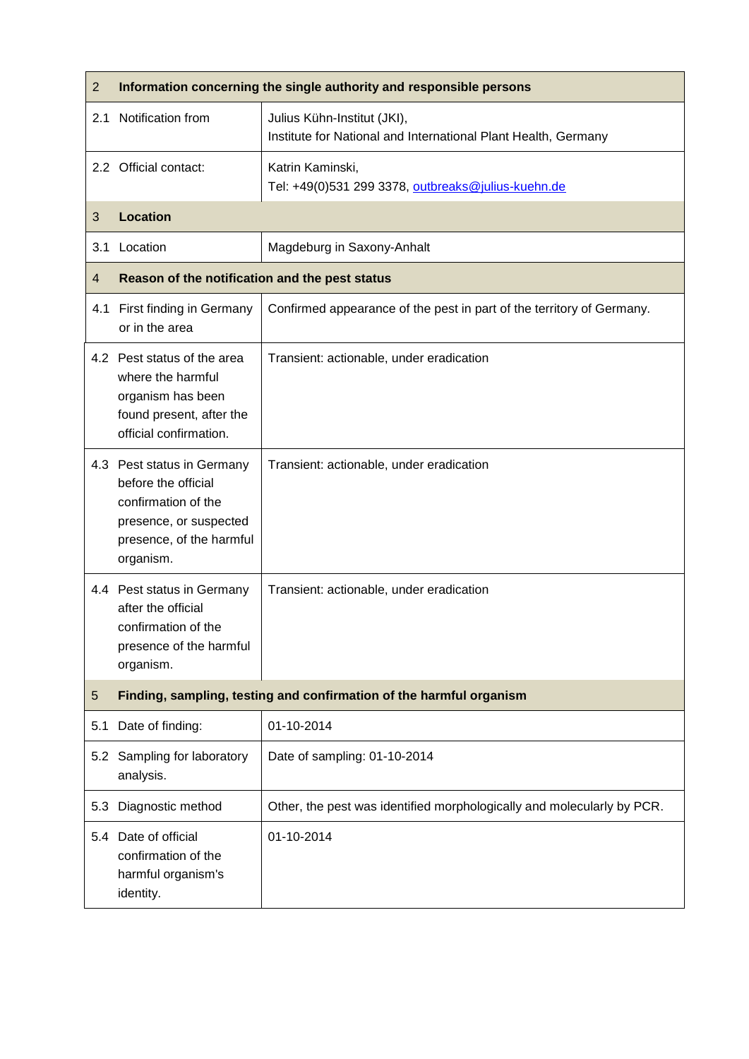| 2 | Information concerning the single authority and responsible persons |
|---|---|
| 2.1 Notification from | Julius Kühn-Institut (JKI),<br>Institute for National and International Plant Health, Germany |
| 2.2 Official contact: | Katrin Kaminski,<br>Tel: +49(0)531 299 3378, outbreaks@julius-kuehn.de |
| **3 Location** | |
| 3.1 Location | Magdeburg in Saxony-Anhalt |
| **4 Reason of the notification and the pest status** | |
| 4.1 First finding in Germany or in the area | Confirmed appearance of the pest in part of the territory of Germany. |
| 4.2 Pest status of the area where the harmful organism has been found present, after the official confirmation. | Transient: actionable, under eradication |
| 4.3 Pest status in Germany before the official confirmation of the presence, or suspected presence, of the harmful organism. | Transient: actionable, under eradication |
| 4.4 Pest status in Germany after the official confirmation of the presence of the harmful organism. | Transient: actionable, under eradication |
| **5 Finding, sampling, testing and confirmation of the harmful organism** | |
| 5.1 Date of finding: | 01-10-2014 |
| 5.2 Sampling for laboratory analysis. | Date of sampling: 01-10-2014 |
| 5.3 Diagnostic method | Other, the pest was identified morphologically and molecularly by PCR. |
| 5.4 Date of official confirmation of the harmful organism's identity. | 01-10-2014 |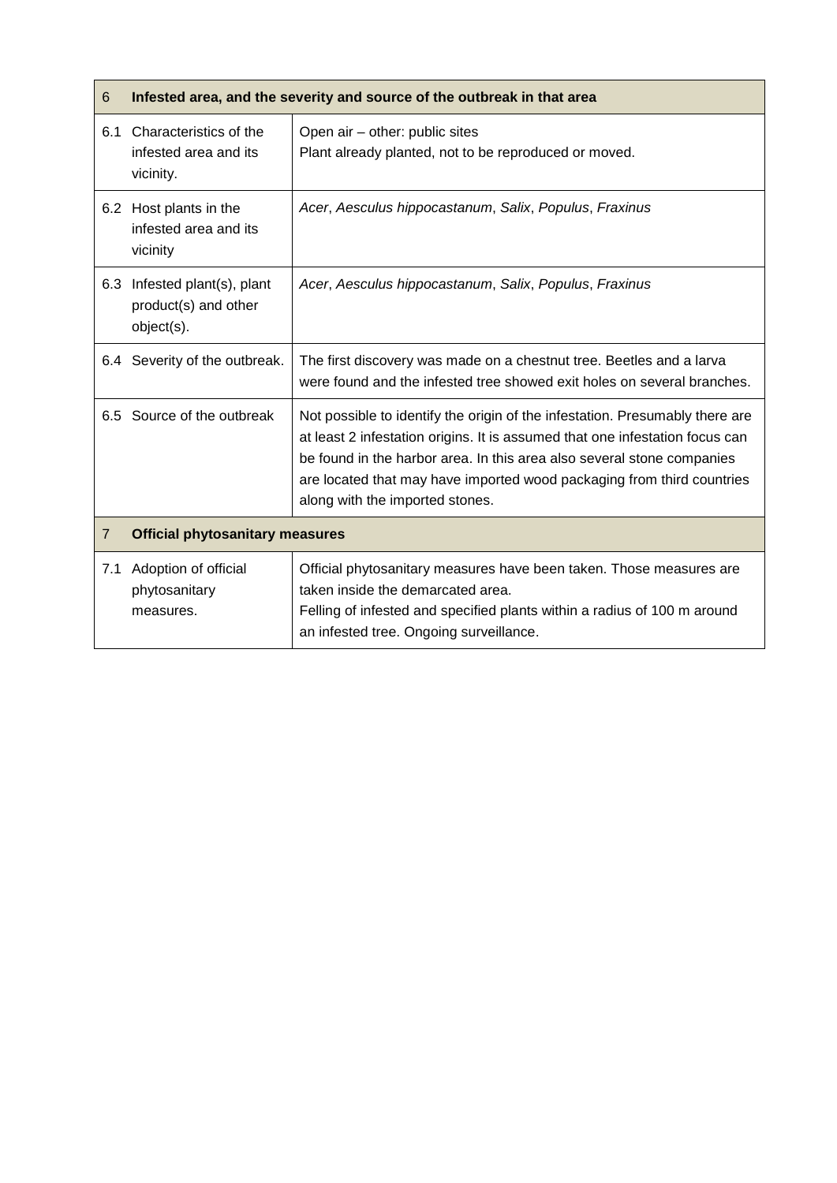| 6 | **Infested area, and the severity and source of the outbreak in that area** | |
|---|---|---|
| 6.1 | Characteristics of the infested area and its vicinity. | Open air – other: public sites<br>Plant already planted, not to be reproduced or moved. |
| 6.2 | Host plants in the infested area and its vicinity | *Acer*, *Aesculus hippocastanum*, *Salix*, *Populus*, *Fraxinus* |
| 6.3 | Infested plant(s), plant product(s) and other object(s). | *Acer*, *Aesculus hippocastanum*, *Salix*, *Populus*, *Fraxinus* |
| 6.4 | Severity of the outbreak. | The first discovery was made on a chestnut tree. Beetles and a larva were found and the infested tree showed exit holes on several branches. |
| 6.5 | Source of the outbreak | Not possible to identify the origin of the infestation. Presumably there are at least 2 infestation origins. It is assumed that one infestation focus can be found in the harbor area. In this area also several stone companies are located that may have imported wood packaging from third countries along with the imported stones. |
| 7 | **Official phytosanitary measures** | |
| 7.1 | Adoption of official phytosanitary measures. | Official phytosanitary measures have been taken. Those measures are taken inside the demarcated area.<br>Felling of infested and specified plants within a radius of 100 m around an infested tree. Ongoing surveillance. |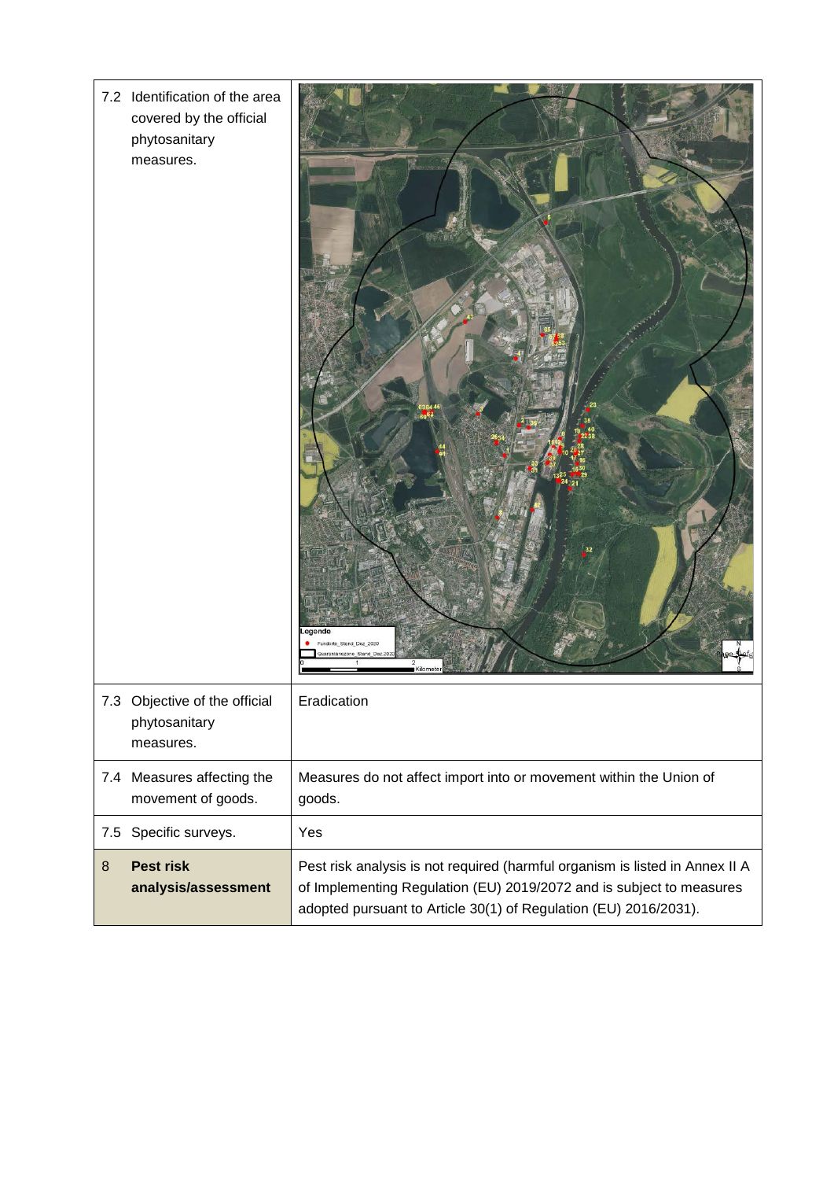| | |
|---|---|
| 7.2 Identification of the area covered by the official phytosanitary measures. | Legende<br>Fundorte_Stand_Dez_2020<br>Quarantänezone_Stand_Dez 2020<br>0 1 2 Kilometer |
| 7.3 Objective of the official phytosanitary measures. | Eradication |
| 7.4 Measures affecting the movement of goods. | Measures do not affect import into or movement within the Union of goods. |
| 7.5 Specific surveys. | Yes |
| 8 **Pest risk analysis/assessment** | Pest risk analysis is not required (harmful organism is listed in Annex II A of Implementing Regulation (EU) 2019/2072 and is subject to measures adopted pursuant to Article 30(1) of Regulation (EU) 2016/2031). |